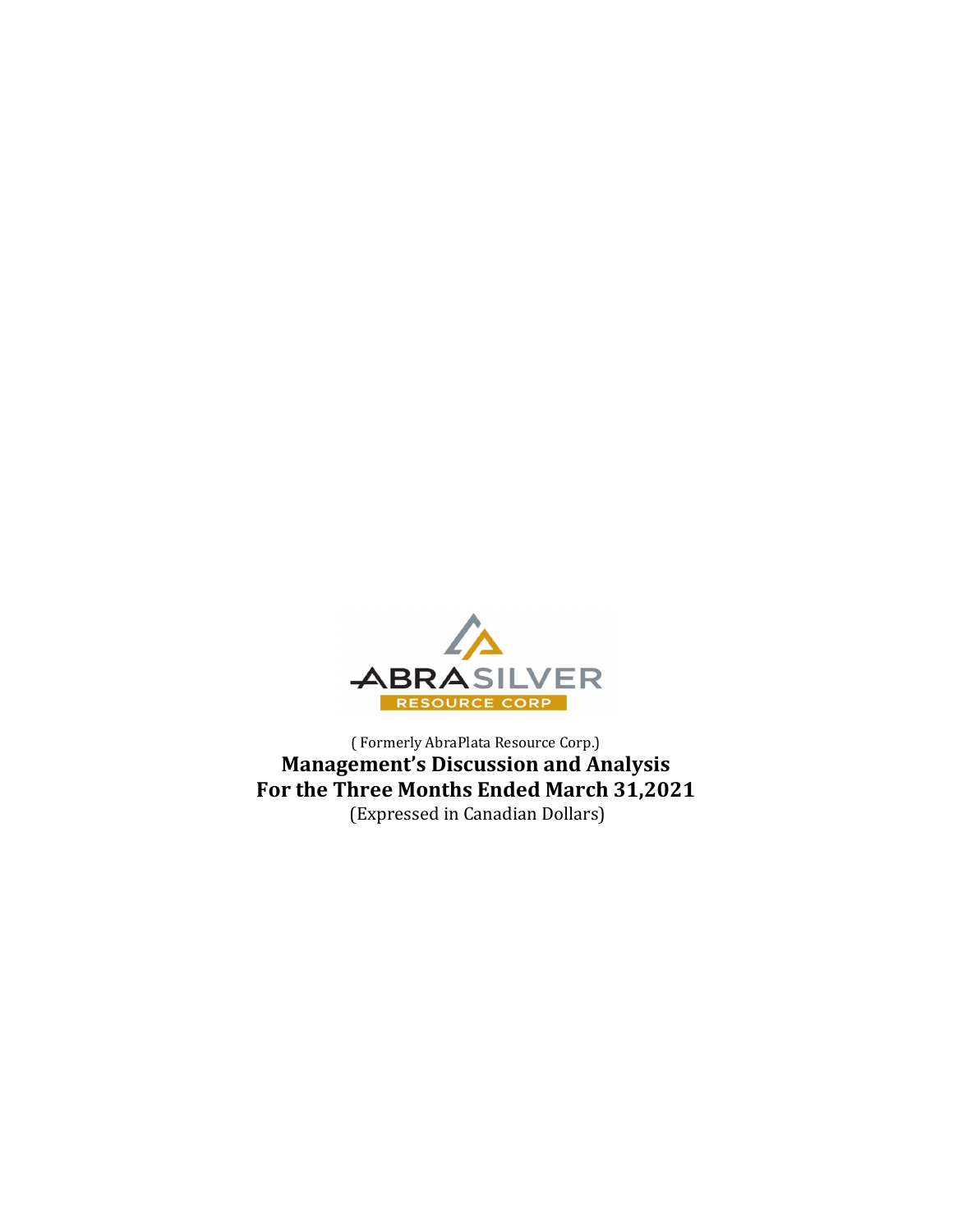ABRASILVER

RESOURCE CORP

( Formerly AbraPlata Resource Corp.)

# Management's Discussion and Analysis
# For the Three Months Ended March 31,2021

(Expressed in Canadian Dollars)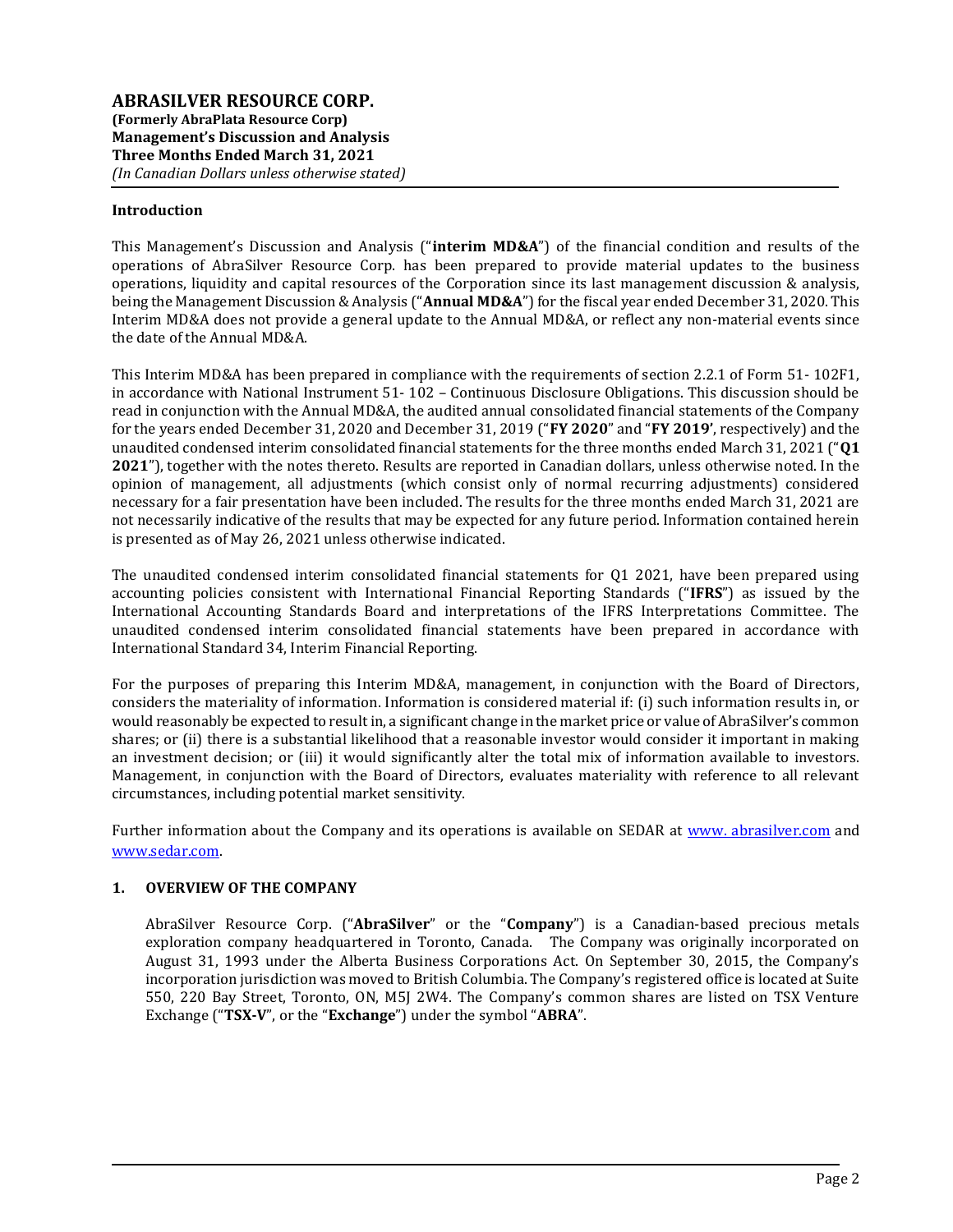# ABRASILVER RESOURCE CORP.

**(Formerly AbraPlata Resource Corp)**
**Management's Discussion and Analysis**
**Three Months Ended March 31, 2021**
*(In Canadian Dollars unless otherwise stated)*

## Introduction

This Management's Discussion and Analysis ("**interim MD&A**") of the financial condition and results of the operations of AbraSilver Resource Corp. has been prepared to provide material updates to the business operations, liquidity and capital resources of the Corporation since its last management discussion & analysis, being the Management Discussion & Analysis ("**Annual MD&A**") for the fiscal year ended December 31, 2020. This Interim MD&A does not provide a general update to the Annual MD&A, or reflect any non-material events since the date of the Annual MD&A.

This Interim MD&A has been prepared in compliance with the requirements of section 2.2.1 of Form 51- 102F1, in accordance with National Instrument 51- 102 – Continuous Disclosure Obligations. This discussion should be read in conjunction with the Annual MD&A, the audited annual consolidated financial statements of the Company for the years ended December 31, 2020 and December 31, 2019 ("**FY 2020**" and "**FY 2019'**, respectively) and the unaudited condensed interim consolidated financial statements for the three months ended March 31, 2021 ("**Q1 2021**"), together with the notes thereto. Results are reported in Canadian dollars, unless otherwise noted. In the opinion of management, all adjustments (which consist only of normal recurring adjustments) considered necessary for a fair presentation have been included. The results for the three months ended March 31, 2021 are not necessarily indicative of the results that may be expected for any future period. Information contained herein is presented as of May 26, 2021 unless otherwise indicated.

The unaudited condensed interim consolidated financial statements for Q1 2021, have been prepared using accounting policies consistent with International Financial Reporting Standards ("**IFRS**") as issued by the International Accounting Standards Board and interpretations of the IFRS Interpretations Committee. The unaudited condensed interim consolidated financial statements have been prepared in accordance with International Standard 34, Interim Financial Reporting.

For the purposes of preparing this Interim MD&A, management, in conjunction with the Board of Directors, considers the materiality of information. Information is considered material if: (i) such information results in, or would reasonably be expected to result in, a significant change in the market price or value of AbraSilver's common shares; or (ii) there is a substantial likelihood that a reasonable investor would consider it important in making an investment decision; or (iii) it would significantly alter the total mix of information available to investors. Management, in conjunction with the Board of Directors, evaluates materiality with reference to all relevant circumstances, including potential market sensitivity.

Further information about the Company and its operations is available on SEDAR at www. abrasilver.com and www.sedar.com.

## 1. OVERVIEW OF THE COMPANY

AbraSilver Resource Corp. ("**AbraSilver**" or the "**Company**") is a Canadian-based precious metals exploration company headquartered in Toronto, Canada. The Company was originally incorporated on August 31, 1993 under the Alberta Business Corporations Act. On September 30, 2015, the Company's incorporation jurisdiction was moved to British Columbia. The Company's registered office is located at Suite 550, 220 Bay Street, Toronto, ON, M5J 2W4. The Company's common shares are listed on TSX Venture Exchange ("**TSX-V**", or the "**Exchange**") under the symbol "**ABRA**".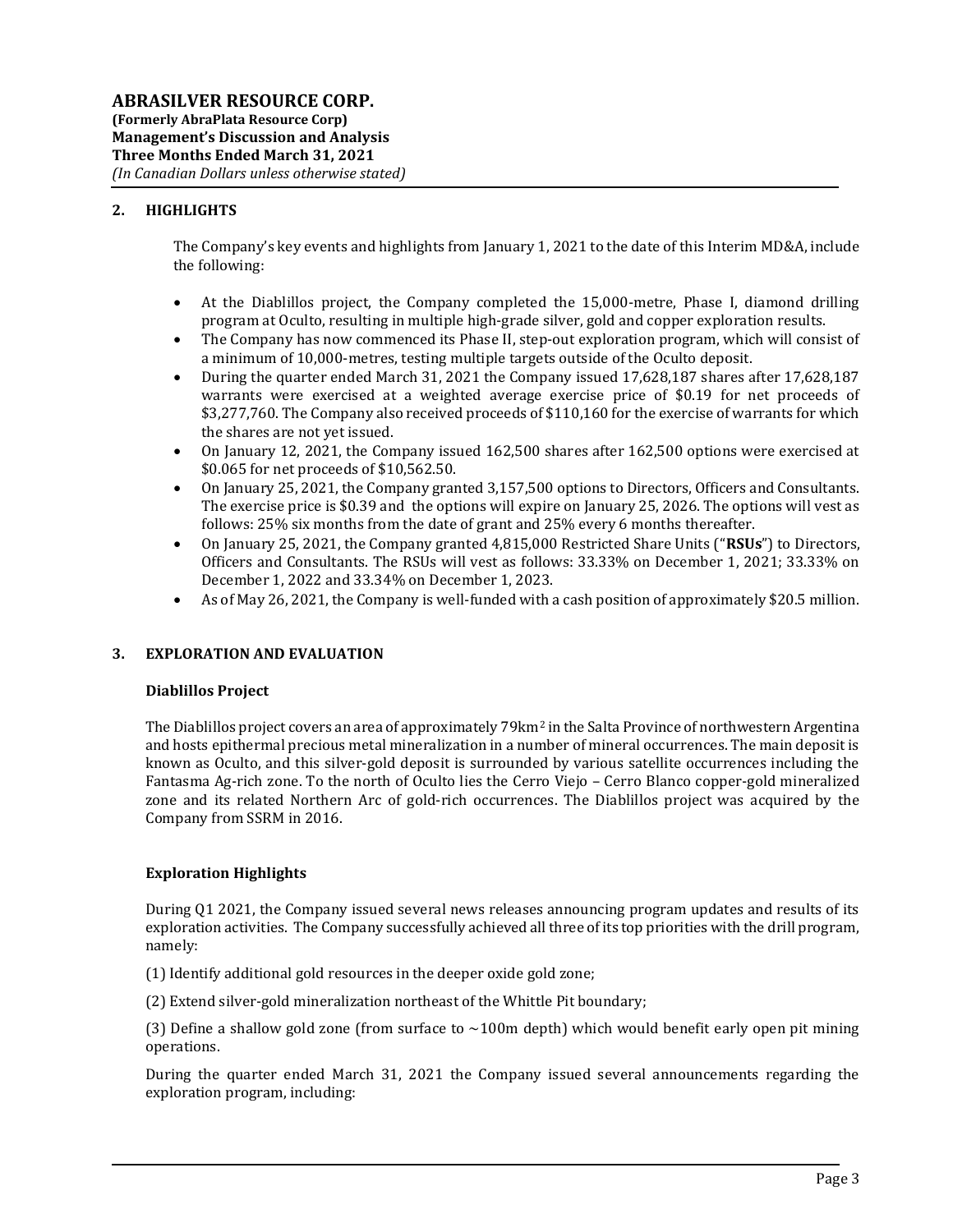## 2. HIGHLIGHTS

The Company's key events and highlights from January 1, 2021 to the date of this Interim MD&A, include the following:

- At the Diablillos project, the Company completed the 15,000-metre, Phase I, diamond drilling program at Oculto, resulting in multiple high-grade silver, gold and copper exploration results.
- The Company has now commenced its Phase II, step-out exploration program, which will consist of a minimum of 10,000-metres, testing multiple targets outside of the Oculto deposit.
- During the quarter ended March 31, 2021 the Company issued 17,628,187 shares after 17,628,187 warrants were exercised at a weighted average exercise price of \$0.19 for net proceeds of \$3,277,760. The Company also received proceeds of \$110,160 for the exercise of warrants for which the shares are not yet issued.
- On January 12, 2021, the Company issued 162,500 shares after 162,500 options were exercised at \$0.065 for net proceeds of \$10,562.50.
- On January 25, 2021, the Company granted 3,157,500 options to Directors, Officers and Consultants. The exercise price is \$0.39 and the options will expire on January 25, 2026. The options will vest as follows: 25% six months from the date of grant and 25% every 6 months thereafter.
- On January 25, 2021, the Company granted 4,815,000 Restricted Share Units ("**RSUs**") to Directors, Officers and Consultants. The RSUs will vest as follows: 33.33% on December 1, 2021; 33.33% on December 1, 2022 and 33.34% on December 1, 2023.
- As of May 26, 2021, the Company is well-funded with a cash position of approximately \$20.5 million.

## 3. EXPLORATION AND EVALUATION

### Diablillos Project

The Diablillos project covers an area of approximately 79km$^2$ in the Salta Province of northwestern Argentina and hosts epithermal precious metal mineralization in a number of mineral occurrences. The main deposit is known as Oculto, and this silver-gold deposit is surrounded by various satellite occurrences including the Fantasma Ag-rich zone. To the north of Oculto lies the Cerro Viejo – Cerro Blanco copper-gold mineralized zone and its related Northern Arc of gold-rich occurrences. The Diablillos project was acquired by the Company from SSRM in 2016.

### Exploration Highlights

During Q1 2021, the Company issued several news releases announcing program updates and results of its exploration activities. The Company successfully achieved all three of its top priorities with the drill program, namely:

(1) Identify additional gold resources in the deeper oxide gold zone;

(2) Extend silver-gold mineralization northeast of the Whittle Pit boundary;

(3) Define a shallow gold zone (from surface to ~100m depth) which would benefit early open pit mining operations.

During the quarter ended March 31, 2021 the Company issued several announcements regarding the exploration program, including: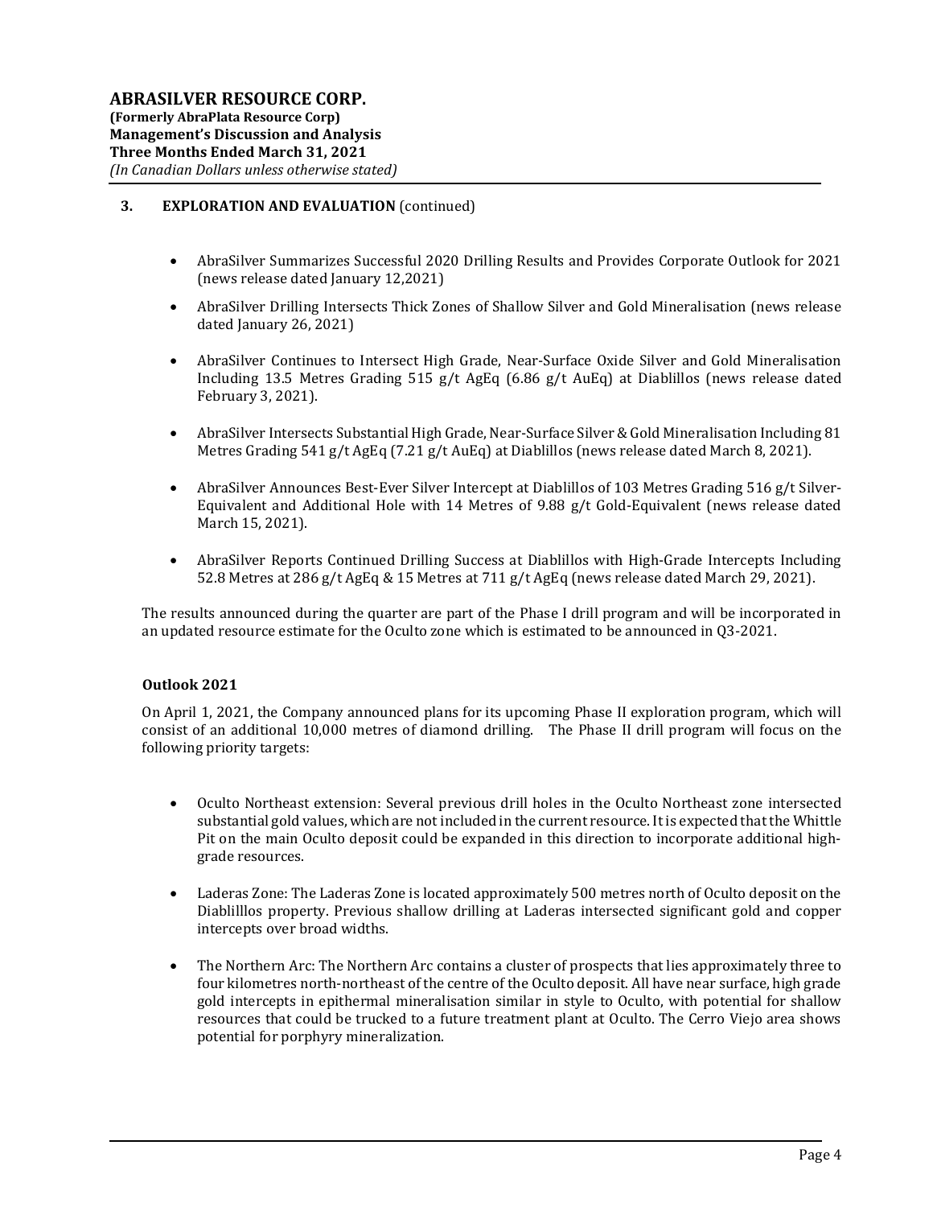## 3. EXPLORATION AND EVALUATION (continued)

- AbraSilver Summarizes Successful 2020 Drilling Results and Provides Corporate Outlook for 2021 (news release dated January 12,2021)
- AbraSilver Drilling Intersects Thick Zones of Shallow Silver and Gold Mineralisation (news release dated January 26, 2021)
- AbraSilver Continues to Intersect High Grade, Near-Surface Oxide Silver and Gold Mineralisation Including 13.5 Metres Grading 515 g/t AgEq (6.86 g/t AuEq) at Diablillos (news release dated February 3, 2021).
- AbraSilver Intersects Substantial High Grade, Near-Surface Silver & Gold Mineralisation Including 81 Metres Grading 541 g/t AgEq (7.21 g/t AuEq) at Diablillos (news release dated March 8, 2021).
- AbraSilver Announces Best-Ever Silver Intercept at Diablillos of 103 Metres Grading 516 g/t Silver-Equivalent and Additional Hole with 14 Metres of 9.88 g/t Gold-Equivalent (news release dated March 15, 2021).
- AbraSilver Reports Continued Drilling Success at Diablillos with High-Grade Intercepts Including 52.8 Metres at 286 g/t AgEq & 15 Metres at 711 g/t AgEq (news release dated March 29, 2021).

The results announced during the quarter are part of the Phase I drill program and will be incorporated in an updated resource estimate for the Oculto zone which is estimated to be announced in Q3-2021.

### Outlook 2021

On April 1, 2021, the Company announced plans for its upcoming Phase II exploration program, which will consist of an additional 10,000 metres of diamond drilling. The Phase II drill program will focus on the following priority targets:

- Oculto Northeast extension: Several previous drill holes in the Oculto Northeast zone intersected substantial gold values, which are not included in the current resource. It is expected that the Whittle Pit on the main Oculto deposit could be expanded in this direction to incorporate additional high-grade resources.
- Laderas Zone: The Laderas Zone is located approximately 500 metres north of Oculto deposit on the Diablilllos property. Previous shallow drilling at Laderas intersected significant gold and copper intercepts over broad widths.
- The Northern Arc: The Northern Arc contains a cluster of prospects that lies approximately three to four kilometres north-northeast of the centre of the Oculto deposit. All have near surface, high grade gold intercepts in epithermal mineralisation similar in style to Oculto, with potential for shallow resources that could be trucked to a future treatment plant at Oculto. The Cerro Viejo area shows potential for porphyry mineralization.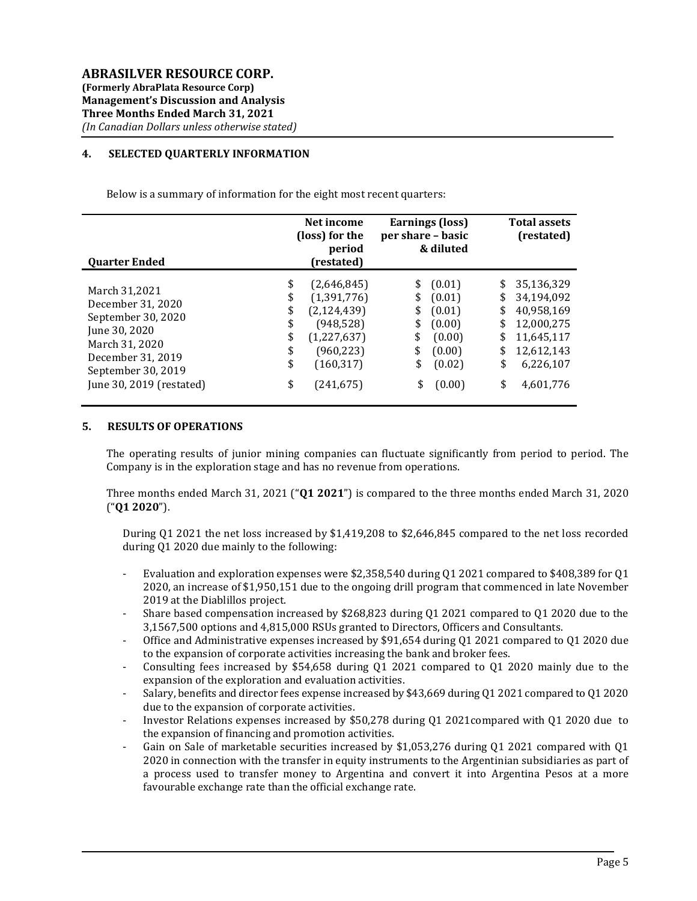## 4. SELECTED QUARTERLY INFORMATION

Below is a summary of information for the eight most recent quarters:

| Quarter Ended | Net income (loss) for the period (restated) | Earnings (loss) per share – basic & diluted | Total assets (restated) |
|---|---|---|---|
| March 31,2021 | $ (2,646,845) | $ (0.01) | $ 35,136,329 |
| December 31, 2020 | $ (1,391,776) | $ (0.01) | $ 34,194,092 |
| September 30, 2020 | $ (2,124,439) | $ (0.01) | $ 40,958,169 |
| June 30, 2020 | $ (948,528) | $ (0.00) | $ 12,000,275 |
| March 31, 2020 | $ (1,227,637) | $ (0.00) | $ 11,645,117 |
| December 31, 2019 | $ (960,223) | $ (0.00) | $ 12,612,143 |
| September 30, 2019 | $ (160,317) | $ (0.02) | $ 6,226,107 |
| June 30, 2019 (restated) | $ (241,675) | $ (0.00) | $ 4,601,776 |

## 5. RESULTS OF OPERATIONS

The operating results of junior mining companies can fluctuate significantly from period to period. The Company is in the exploration stage and has no revenue from operations.

Three months ended March 31, 2021 ("**Q1 2021**") is compared to the three months ended March 31, 2020 ("**Q1 2020**").

During Q1 2021 the net loss increased by $1,419,208 to $2,646,845 compared to the net loss recorded during Q1 2020 due mainly to the following:

- Evaluation and exploration expenses were $2,358,540 during Q1 2021 compared to $408,389 for Q1 2020, an increase of $1,950,151 due to the ongoing drill program that commenced in late November 2019 at the Diablillos project.
- Share based compensation increased by $268,823 during Q1 2021 compared to Q1 2020 due to the 3,1567,500 options and 4,815,000 RSUs granted to Directors, Officers and Consultants.
- Office and Administrative expenses increased by $91,654 during Q1 2021 compared to Q1 2020 due to the expansion of corporate activities increasing the bank and broker fees.
- Consulting fees increased by $54,658 during Q1 2021 compared to Q1 2020 mainly due to the expansion of the exploration and evaluation activities.
- Salary, benefits and director fees expense increased by $43,669 during Q1 2021 compared to Q1 2020 due to the expansion of corporate activities.
- Investor Relations expenses increased by $50,278 during Q1 2021compared with Q1 2020 due to the expansion of financing and promotion activities.
- Gain on Sale of marketable securities increased by $1,053,276 during Q1 2021 compared with Q1 2020 in connection with the transfer in equity instruments to the Argentinian subsidiaries as part of a process used to transfer money to Argentina and convert it into Argentina Pesos at a more favourable exchange rate than the official exchange rate.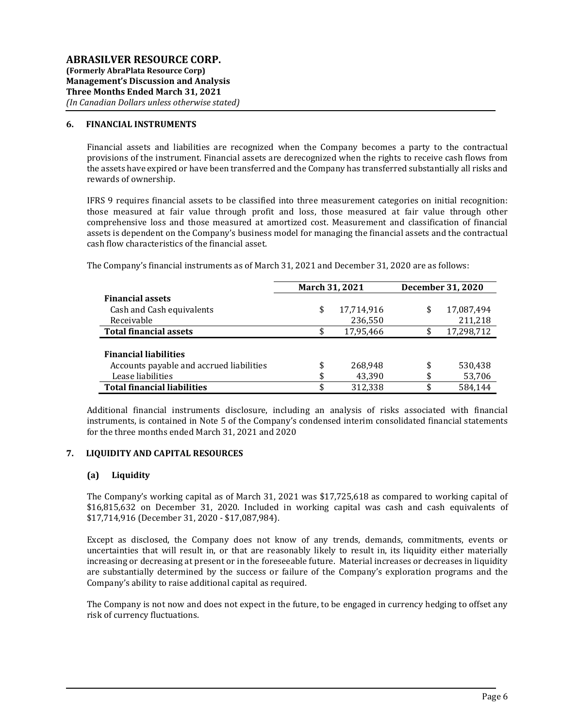## 6. FINANCIAL INSTRUMENTS

Financial assets and liabilities are recognized when the Company becomes a party to the contractual provisions of the instrument. Financial assets are derecognized when the rights to receive cash flows from the assets have expired or have been transferred and the Company has transferred substantially all risks and rewards of ownership.

IFRS 9 requires financial assets to be classified into three measurement categories on initial recognition: those measured at fair value through profit and loss, those measured at fair value through other comprehensive loss and those measured at amortized cost. Measurement and classification of financial assets is dependent on the Company's business model for managing the financial assets and the contractual cash flow characteristics of the financial asset.

The Company's financial instruments as of March 31, 2021 and December 31, 2020 are as follows:

| | March 31, 2021 | December 31, 2020 |
|---|---|---|
| **Financial assets** | | |
| Cash and Cash equivalents | $ 17,714,916 | $ 17,087,494 |
| Receivable | 236,550 | 211,218 |
| **Total financial assets** | $ 17,95,466 | $ 17,298,712 |
| **Financial liabilities** | | |
| Accounts payable and accrued liabilities | $ 268,948 | $ 530,438 |
| Lease liabilities | $ 43,390 | $ 53,706 |
| **Total financial liabilities** | $ 312,338 | $ 584,144 |

Additional financial instruments disclosure, including an analysis of risks associated with financial instruments, is contained in Note 5 of the Company's condensed interim consolidated financial statements for the three months ended March 31, 2021 and 2020

## 7. LIQUIDITY AND CAPITAL RESOURCES

### (a) Liquidity

The Company's working capital as of March 31, 2021 was $17,725,618 as compared to working capital of $16,815,632 on December 31, 2020. Included in working capital was cash and cash equivalents of $17,714,916 (December 31, 2020 - $17,087,984).

Except as disclosed, the Company does not know of any trends, demands, commitments, events or uncertainties that will result in, or that are reasonably likely to result in, its liquidity either materially increasing or decreasing at present or in the foreseeable future. Material increases or decreases in liquidity are substantially determined by the success or failure of the Company's exploration programs and the Company's ability to raise additional capital as required.

The Company is not now and does not expect in the future, to be engaged in currency hedging to offset any risk of currency fluctuations.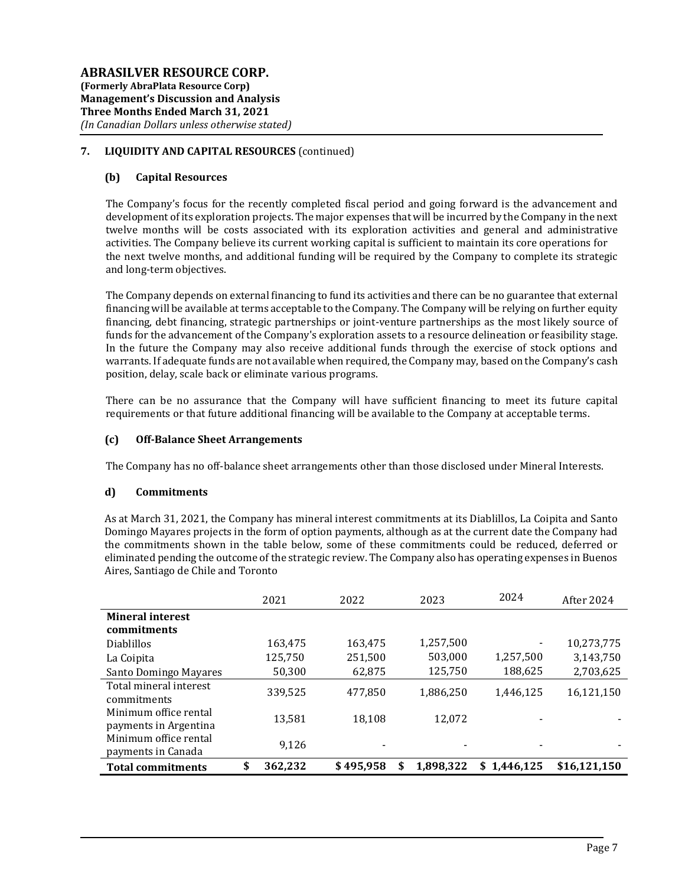## 7. LIQUIDITY AND CAPITAL RESOURCES (continued)

### (b) Capital Resources

The Company's focus for the recently completed fiscal period and going forward is the advancement and development of its exploration projects. The major expenses that will be incurred by the Company in the next twelve months will be costs associated with its exploration activities and general and administrative activities. The Company believe its current working capital is sufficient to maintain its core operations for the next twelve months, and additional funding will be required by the Company to complete its strategic and long-term objectives.

The Company depends on external financing to fund its activities and there can be no guarantee that external financing will be available at terms acceptable to the Company. The Company will be relying on further equity financing, debt financing, strategic partnerships or joint-venture partnerships as the most likely source of funds for the advancement of the Company's exploration assets to a resource delineation or feasibility stage. In the future the Company may also receive additional funds through the exercise of stock options and warrants. If adequate funds are not available when required, the Company may, based on the Company's cash position, delay, scale back or eliminate various programs.

There can be no assurance that the Company will have sufficient financing to meet its future capital requirements or that future additional financing will be available to the Company at acceptable terms.

### (c) Off-Balance Sheet Arrangements

The Company has no off-balance sheet arrangements other than those disclosed under Mineral Interests.

### d) Commitments

As at March 31, 2021, the Company has mineral interest commitments at its Diablillos, La Coipita and Santo Domingo Mayares projects in the form of option payments, although as at the current date the Company had the commitments shown in the table below, some of these commitments could be reduced, deferred or eliminated pending the outcome of the strategic review. The Company also has operating expenses in Buenos Aires, Santiago de Chile and Toronto

| | 2021 | 2022 | 2023 | 2024 | After 2024 |
|---|---|---|---|---|---|
| **Mineral interest commitments** | | | | | |
| Diablillos | 163,475 | 163,475 | 1,257,500 | - | 10,273,775 |
| La Coipita | 125,750 | 251,500 | 503,000 | 1,257,500 | 3,143,750 |
| Santo Domingo Mayares | 50,300 | 62,875 | 125,750 | 188,625 | 2,703,625 |
| Total mineral interest commitments | 339,525 | 477,850 | 1,886,250 | 1,446,125 | 16,121,150 |
| Minimum office rental payments in Argentina | 13,581 | 18,108 | 12,072 | - | - |
| Minimum office rental payments in Canada | 9,126 | - | - | - | - |
| **Total commitments** | **$ 362,232** | **$ 495,958** | **$ 1,898,322** | **$ 1,446,125** | **$16,121,150** |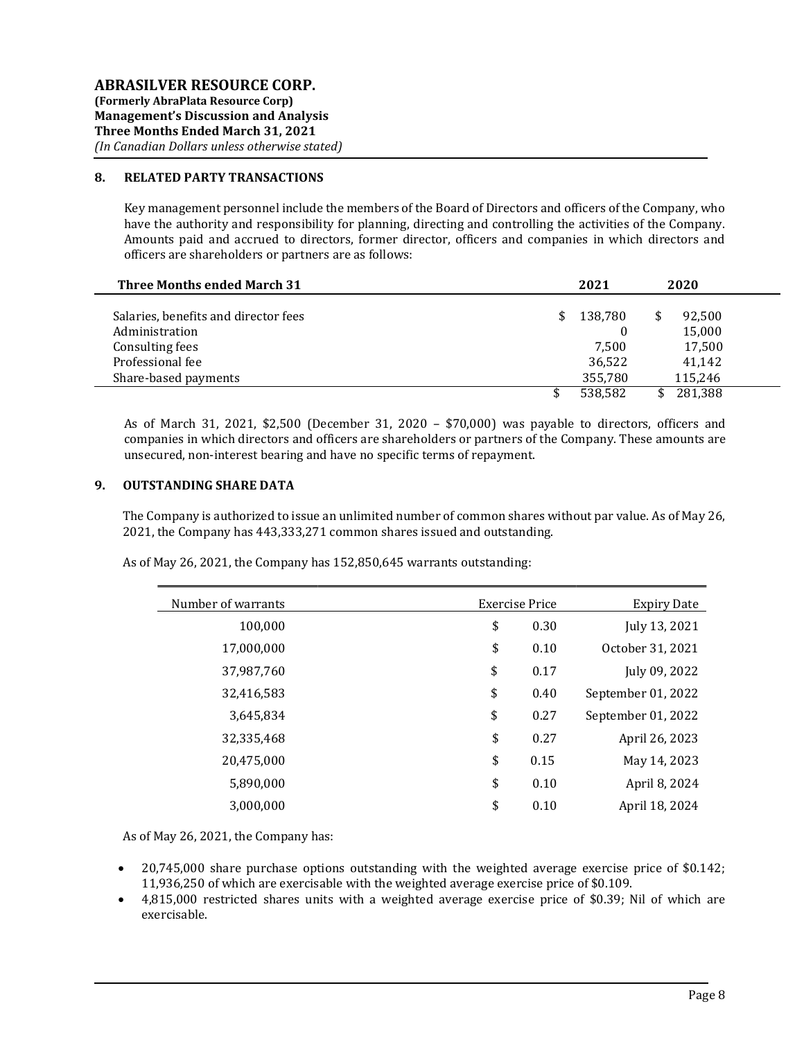## 8. RELATED PARTY TRANSACTIONS

Key management personnel include the members of the Board of Directors and officers of the Company, who have the authority and responsibility for planning, directing and controlling the activities of the Company. Amounts paid and accrued to directors, former director, officers and companies in which directors and officers are shareholders or partners are as follows:

| Three Months ended March 31 | 2021 | 2020 |
|---|---|---|
| Salaries, benefits and director fees | $ 138,780 | $ 92,500 |
| Administration | 0 | 15,000 |
| Consulting fees | 7,500 | 17,500 |
| Professional fee | 36,522 | 41,142 |
| Share-based payments | 355,780 | 115,246 |
| | $ 538,582 | $ 281,388 |

As of March 31, 2021, $2,500 (December 31, 2020 – $70,000) was payable to directors, officers and companies in which directors and officers are shareholders or partners of the Company. These amounts are unsecured, non-interest bearing and have no specific terms of repayment.

## 9. OUTSTANDING SHARE DATA

The Company is authorized to issue an unlimited number of common shares without par value. As of May 26, 2021, the Company has 443,333,271 common shares issued and outstanding.

As of May 26, 2021, the Company has 152,850,645 warrants outstanding:

| Number of warrants | Exercise Price | Expiry Date |
|---|---|---|
| 100,000 | $ 0.30 | July 13, 2021 |
| 17,000,000 | $ 0.10 | October 31, 2021 |
| 37,987,760 | $ 0.17 | July 09, 2022 |
| 32,416,583 | $ 0.40 | September 01, 2022 |
| 3,645,834 | $ 0.27 | September 01, 2022 |
| 32,335,468 | $ 0.27 | April 26, 2023 |
| 20,475,000 | $ 0.15 | May 14, 2023 |
| 5,890,000 | $ 0.10 | April 8, 2024 |
| 3,000,000 | $ 0.10 | April 18, 2024 |

As of May 26, 2021, the Company has:

- 20,745,000 share purchase options outstanding with the weighted average exercise price of $0.142; 11,936,250 of which are exercisable with the weighted average exercise price of $0.109.
- 4,815,000 restricted shares units with a weighted average exercise price of $0.39; Nil of which are exercisable.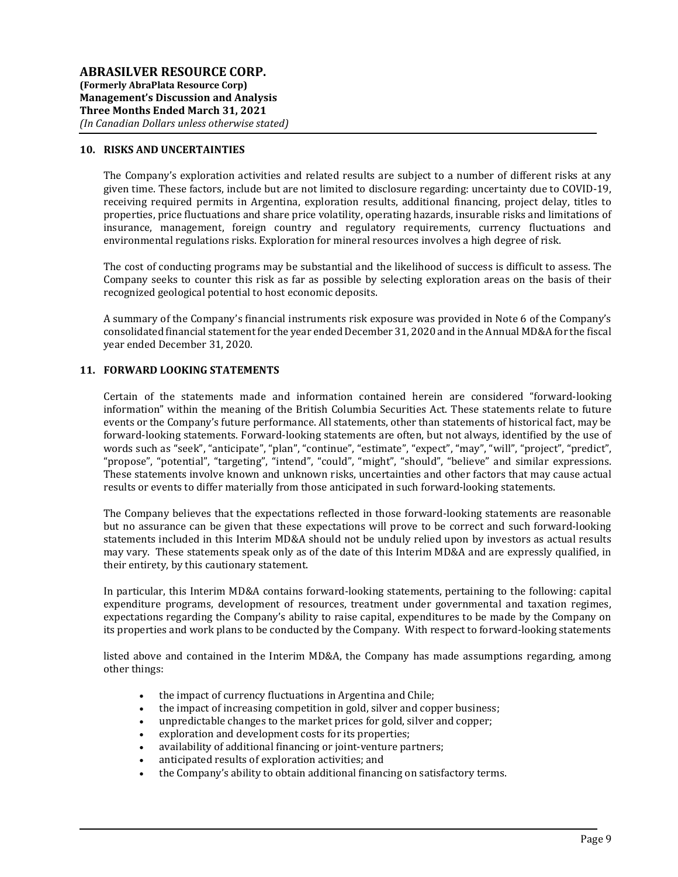## 10. RISKS AND UNCERTAINTIES

The Company's exploration activities and related results are subject to a number of different risks at any given time. These factors, include but are not limited to disclosure regarding: uncertainty due to COVID-19, receiving required permits in Argentina, exploration results, additional financing, project delay, titles to properties, price fluctuations and share price volatility, operating hazards, insurable risks and limitations of insurance, management, foreign country and regulatory requirements, currency fluctuations and environmental regulations risks. Exploration for mineral resources involves a high degree of risk.

The cost of conducting programs may be substantial and the likelihood of success is difficult to assess. The Company seeks to counter this risk as far as possible by selecting exploration areas on the basis of their recognized geological potential to host economic deposits.

A summary of the Company's financial instruments risk exposure was provided in Note 6 of the Company's consolidated financial statement for the year ended December 31, 2020 and in the Annual MD&A for the fiscal year ended December 31, 2020.

## 11. FORWARD LOOKING STATEMENTS

Certain of the statements made and information contained herein are considered "forward-looking information" within the meaning of the British Columbia Securities Act. These statements relate to future events or the Company's future performance. All statements, other than statements of historical fact, may be forward-looking statements. Forward-looking statements are often, but not always, identified by the use of words such as "seek", "anticipate", "plan", "continue", "estimate", "expect", "may", "will", "project", "predict", "propose", "potential", "targeting", "intend", "could", "might", "should", "believe" and similar expressions. These statements involve known and unknown risks, uncertainties and other factors that may cause actual results or events to differ materially from those anticipated in such forward-looking statements.

The Company believes that the expectations reflected in those forward-looking statements are reasonable but no assurance can be given that these expectations will prove to be correct and such forward-looking statements included in this Interim MD&A should not be unduly relied upon by investors as actual results may vary. These statements speak only as of the date of this Interim MD&A and are expressly qualified, in their entirety, by this cautionary statement.

In particular, this Interim MD&A contains forward-looking statements, pertaining to the following: capital expenditure programs, development of resources, treatment under governmental and taxation regimes, expectations regarding the Company's ability to raise capital, expenditures to be made by the Company on its properties and work plans to be conducted by the Company. With respect to forward-looking statements listed above and contained in the Interim MD&A, the Company has made assumptions regarding, among other things:

- the impact of currency fluctuations in Argentina and Chile;
- the impact of increasing competition in gold, silver and copper business;
- unpredictable changes to the market prices for gold, silver and copper;
- exploration and development costs for its properties;
- availability of additional financing or joint-venture partners;
- anticipated results of exploration activities; and
- the Company's ability to obtain additional financing on satisfactory terms.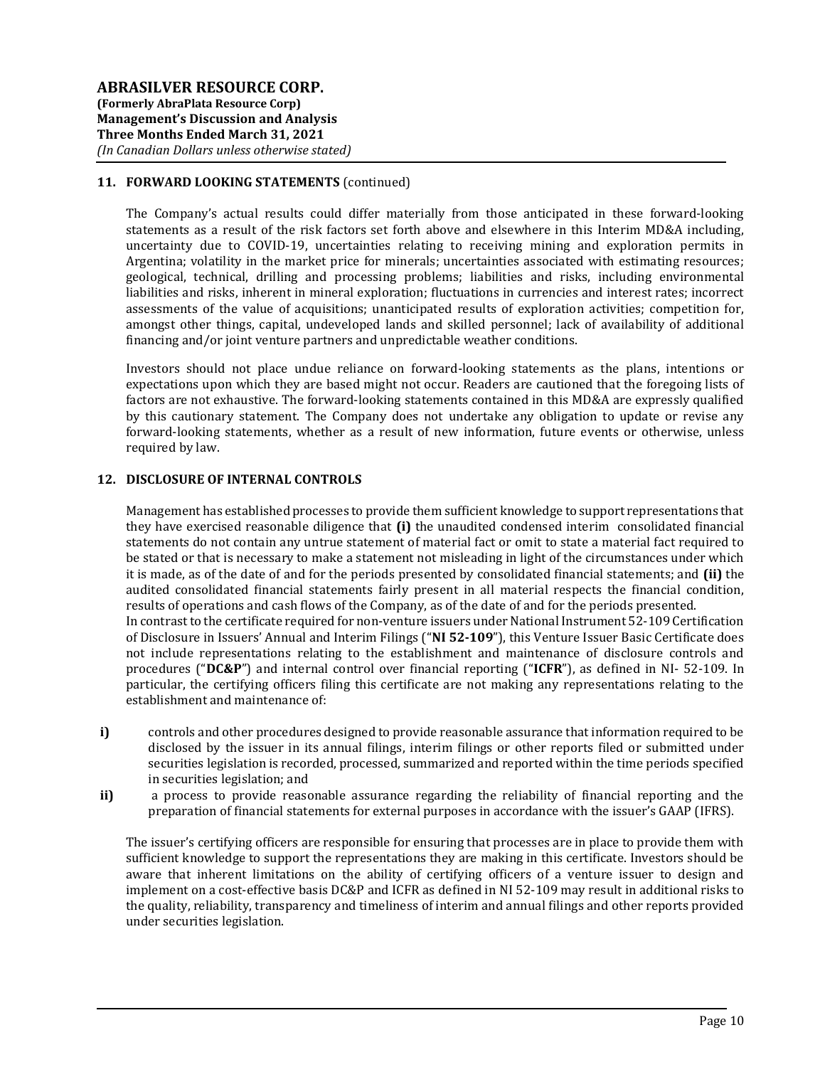## 11. FORWARD LOOKING STATEMENTS (continued)

The Company's actual results could differ materially from those anticipated in these forward-looking statements as a result of the risk factors set forth above and elsewhere in this Interim MD&A including, uncertainty due to COVID-19, uncertainties relating to receiving mining and exploration permits in Argentina; volatility in the market price for minerals; uncertainties associated with estimating resources; geological, technical, drilling and processing problems; liabilities and risks, including environmental liabilities and risks, inherent in mineral exploration; fluctuations in currencies and interest rates; incorrect assessments of the value of acquisitions; unanticipated results of exploration activities; competition for, amongst other things, capital, undeveloped lands and skilled personnel; lack of availability of additional financing and/or joint venture partners and unpredictable weather conditions.

Investors should not place undue reliance on forward-looking statements as the plans, intentions or expectations upon which they are based might not occur. Readers are cautioned that the foregoing lists of factors are not exhaustive. The forward-looking statements contained in this MD&A are expressly qualified by this cautionary statement. The Company does not undertake any obligation to update or revise any forward-looking statements, whether as a result of new information, future events or otherwise, unless required by law.

## 12. DISCLOSURE OF INTERNAL CONTROLS

Management has established processes to provide them sufficient knowledge to support representations that they have exercised reasonable diligence that **(i)** the unaudited condensed interim consolidated financial statements do not contain any untrue statement of material fact or omit to state a material fact required to be stated or that is necessary to make a statement not misleading in light of the circumstances under which it is made, as of the date of and for the periods presented by consolidated financial statements; and **(ii)** the audited consolidated financial statements fairly present in all material respects the financial condition, results of operations and cash flows of the Company, as of the date of and for the periods presented.
In contrast to the certificate required for non-venture issuers under National Instrument 52-109 Certification of Disclosure in Issuers' Annual and Interim Filings ("**NI 52-109**"), this Venture Issuer Basic Certificate does not include representations relating to the establishment and maintenance of disclosure controls and procedures ("**DC&P**") and internal control over financial reporting ("**ICFR**"), as defined in NI- 52-109. In particular, the certifying officers filing this certificate are not making any representations relating to the establishment and maintenance of:

- **i)** controls and other procedures designed to provide reasonable assurance that information required to be disclosed by the issuer in its annual filings, interim filings or other reports filed or submitted under securities legislation is recorded, processed, summarized and reported within the time periods specified in securities legislation; and
- **ii)** a process to provide reasonable assurance regarding the reliability of financial reporting and the preparation of financial statements for external purposes in accordance with the issuer's GAAP (IFRS).

The issuer's certifying officers are responsible for ensuring that processes are in place to provide them with sufficient knowledge to support the representations they are making in this certificate. Investors should be aware that inherent limitations on the ability of certifying officers of a venture issuer to design and implement on a cost-effective basis DC&P and ICFR as defined in NI 52-109 may result in additional risks to the quality, reliability, transparency and timeliness of interim and annual filings and other reports provided under securities legislation.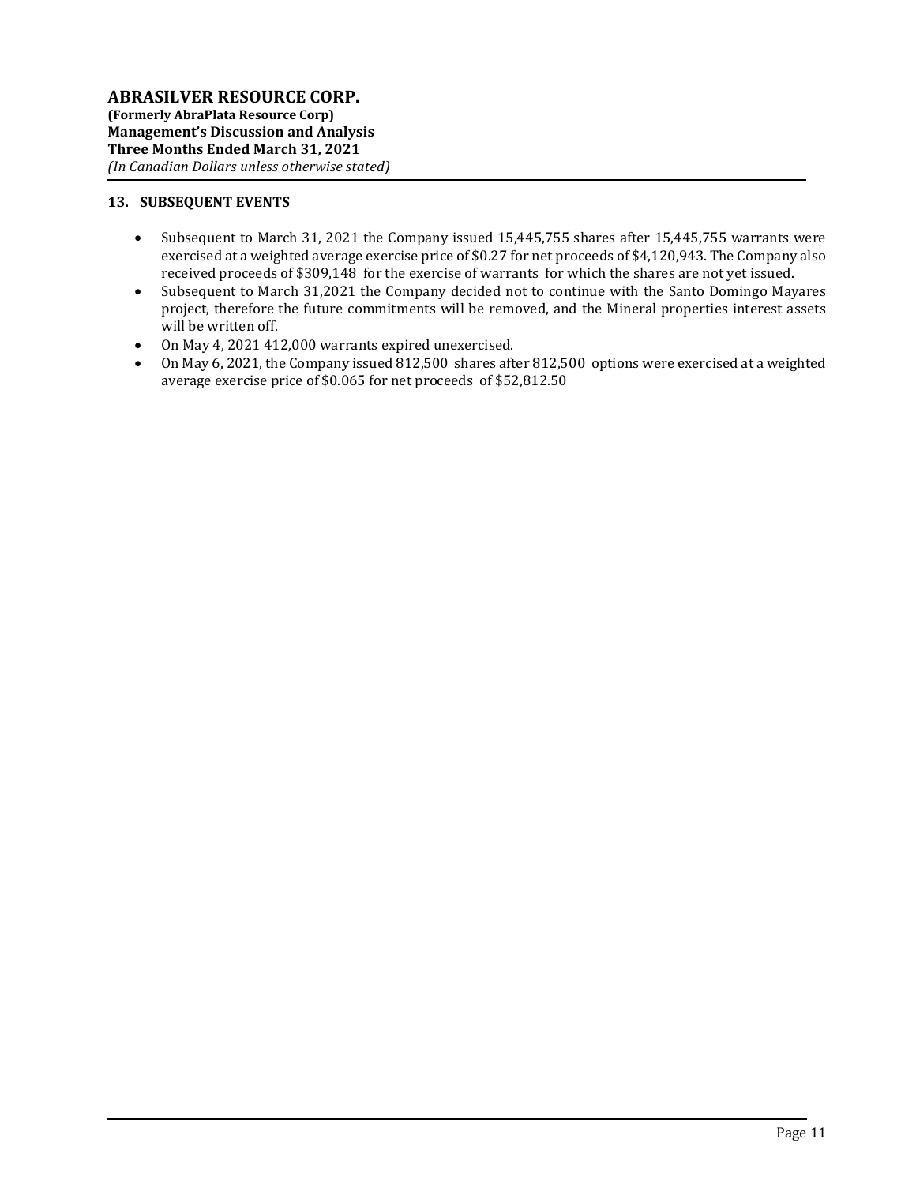## 13. SUBSEQUENT EVENTS

- Subsequent to March 31, 2021 the Company issued 15,445,755 shares after 15,445,755 warrants were exercised at a weighted average exercise price of $0.27 for net proceeds of $4,120,943. The Company also received proceeds of $309,148 for the exercise of warrants for which the shares are not yet issued.
- Subsequent to March 31,2021 the Company decided not to continue with the Santo Domingo Mayares project, therefore the future commitments will be removed, and the Mineral properties interest assets will be written off.
- On May 4, 2021 412,000 warrants expired unexercised.
- On May 6, 2021, the Company issued 812,500 shares after 812,500 options were exercised at a weighted average exercise price of $0.065 for net proceeds of $52,812.50